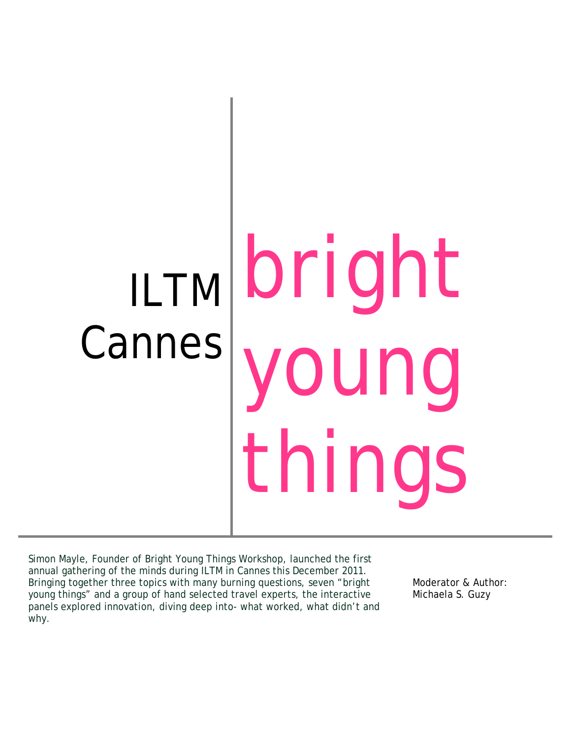# ILTM Cannes

# bright young things

Simon Mayle, Founder of Bright Young Things Workshop, launched the first annual gathering of the minds during ILTM in Cannes this December 2011. Bringing together three topics with many burning questions, seven "bright young things" and a group of hand selected travel experts, the interactive panels explored innovation, diving deep into- what worked, what didn't and why.

Moderator & Author:
Michaela S. Guzy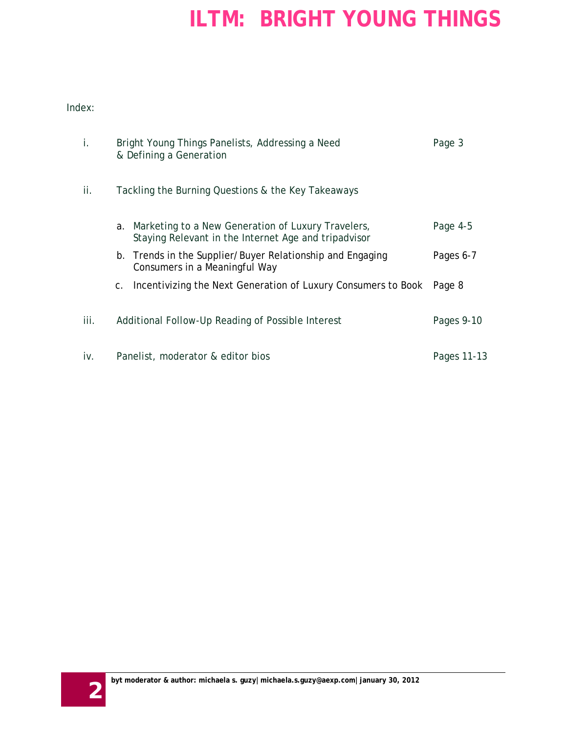Index:

| | | |
|---|---|---|
| i. | Bright Young Things Panelists, Addressing a Need & Defining a Generation | Page 3 |
| ii. | Tackling the Burning Questions & the Key Takeaways | |
| | a. Marketing to a New Generation of Luxury Travelers, Staying Relevant in the Internet Age and tripadvisor | Page 4-5 |
| | b. Trends in the Supplier/Buyer Relationship and Engaging Consumers in a Meaningful Way | Pages 6-7 |
| | c. Incentivizing the Next Generation of Luxury Consumers to Book | Page 8 |
| iii. | Additional Follow-Up Reading of Possible Interest | Pages 9-10 |
| iv. | Panelist, moderator & editor bios | Pages 11-13 |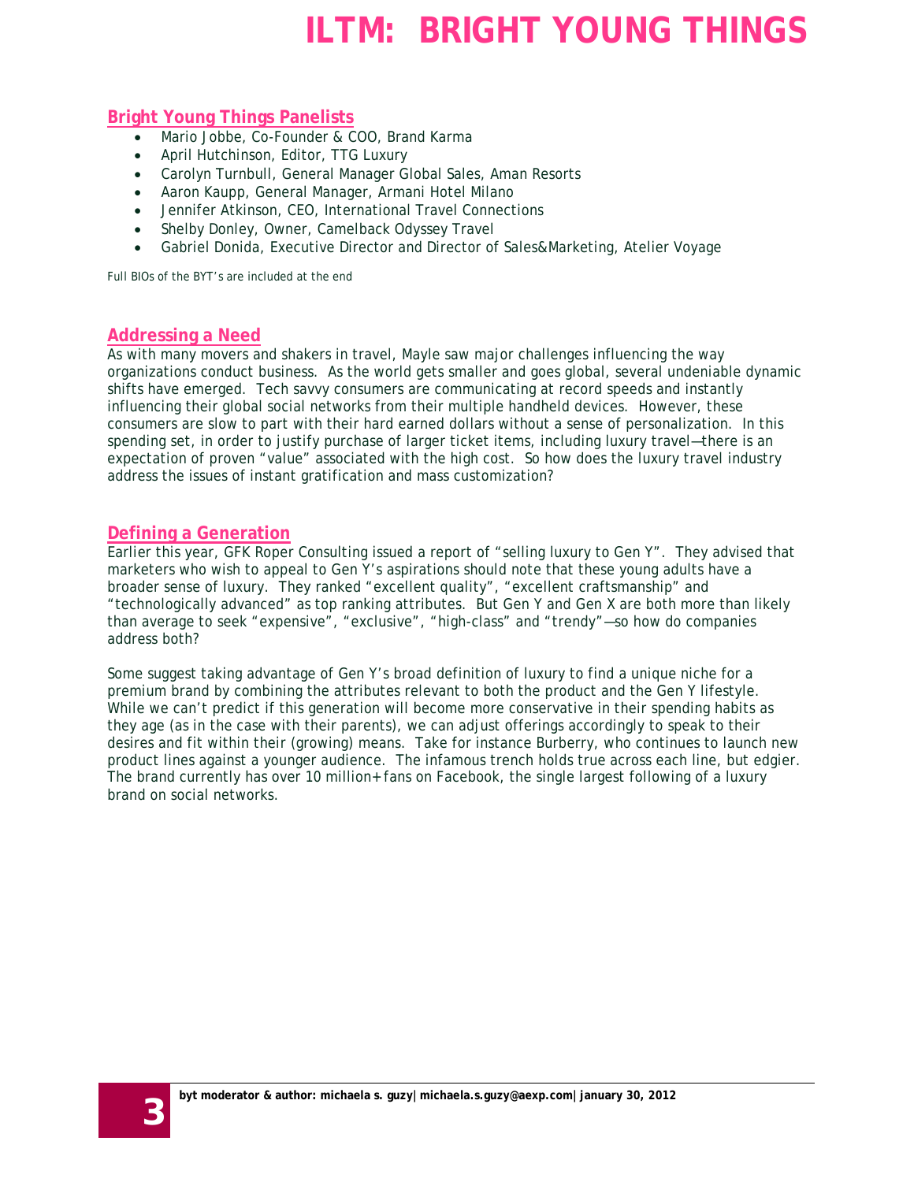## Bright Young Things Panelists

- Mario Jobbe, Co-Founder & COO, Brand Karma
- April Hutchinson, Editor, TTG Luxury
- Carolyn Turnbull, General Manager Global Sales, Aman Resorts
- Aaron Kaupp, General Manager, Armani Hotel Milano
- Jennifer Atkinson, CEO, International Travel Connections
- Shelby Donley, Owner, Camelback Odyssey Travel
- Gabriel Donida, Executive Director and Director of Sales&Marketing, Atelier Voyage

Full BIOs of the BYT's are included at the end

## Addressing a Need

As with many movers and shakers in travel, Mayle saw major challenges influencing the way organizations conduct business. As the world gets smaller and goes global, several undeniable dynamic shifts have emerged. Tech savvy consumers are communicating at record speeds and instantly influencing their global social networks from their multiple handheld devices. However, these consumers are slow to part with their hard earned dollars without a sense of personalization. In this spending set, in order to justify purchase of larger ticket items, including luxury travel—there is an expectation of proven "value" associated with the high cost. So how does the luxury travel industry address the issues of instant gratification and mass customization?

## Defining a Generation

Earlier this year, GFK Roper Consulting issued a report of "selling luxury to Gen Y". They advised that marketers who wish to appeal to Gen Y's aspirations should note that these young adults have a broader sense of luxury. They ranked "excellent quality", "excellent craftsmanship" and "technologically advanced" as top ranking attributes. But Gen Y and Gen X are both more than likely than average to seek "expensive", "exclusive", "high-class" and "trendy"—so how do companies address both?

Some suggest taking advantage of Gen Y's broad definition of luxury to find a unique niche for a premium brand by combining the attributes relevant to both the product and the Gen Y lifestyle. While we can't predict if this generation will become more conservative in their spending habits as they age (as in the case with their parents), we can adjust offerings accordingly to speak to their desires and fit within their (growing) means. Take for instance Burberry, who continues to launch new product lines against a younger audience. The infamous trench holds true across each line, but edgier. The brand currently has over 10 million+ fans on Facebook, the single largest following of a luxury brand on social networks.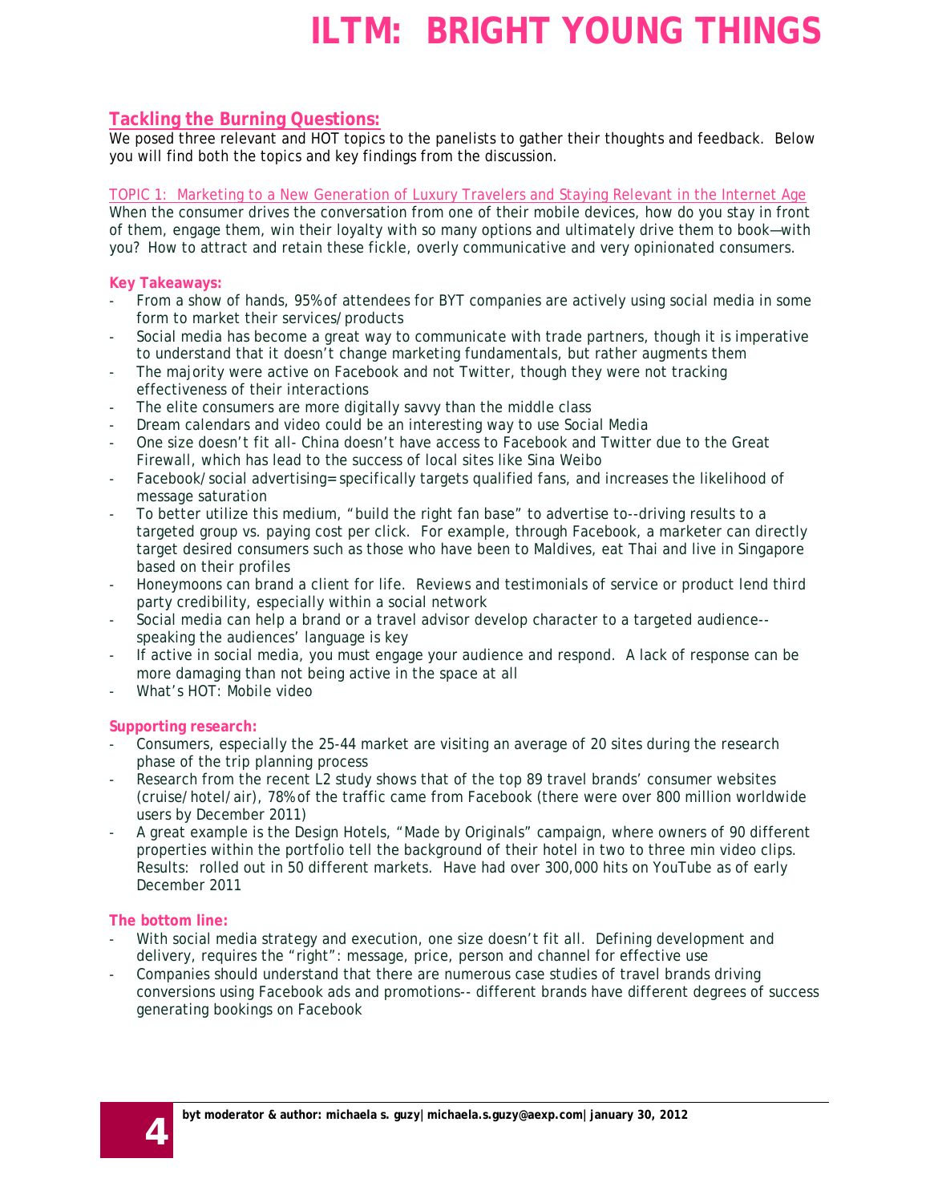## Tackling the Burning Questions:

We posed three relevant and HOT topics to the panelists to gather their thoughts and feedback. Below you will find both the topics and key findings from the discussion.

### TOPIC 1: Marketing to a New Generation of Luxury Travelers and Staying Relevant in the Internet Age

When the consumer drives the conversation from one of their mobile devices, how do you stay in front of them, engage them, win their loyalty with so many options and ultimately drive them to book—with you? How to attract and retain these fickle, overly communicative and very opinionated consumers.

**Key Takeaways:**

- From a show of hands, 95% of attendees for BYT companies are actively using social media in some form to market their services/products
- Social media has become a great way to communicate with trade partners, though it is imperative to understand that it doesn't change marketing fundamentals, but rather augments them
- The majority were active on Facebook and not Twitter, though they were not tracking effectiveness of their interactions
- The elite consumers are more digitally savvy than the middle class
- Dream calendars and video could be an interesting way to use Social Media
- One size doesn't fit all- China doesn't have access to Facebook and Twitter due to the Great Firewall, which has lead to the success of local sites like Sina Weibo
- Facebook/social advertising= specifically targets qualified fans, and increases the likelihood of message saturation
- To better utilize this medium, "build the right fan base" to advertise to--driving results to a targeted group vs. paying cost per click. For example, through Facebook, a marketer can directly target desired consumers such as those who have been to Maldives, eat Thai and live in Singapore based on their profiles
- Honeymoons can brand a client for life. Reviews and testimonials of service or product lend third party credibility, especially within a social network
- Social media can help a brand or a travel advisor develop character to a targeted audience--speaking the audiences' language is key
- If active in social media, you must engage your audience and respond. A lack of response can be more damaging than not being active in the space at all
- What's HOT: Mobile video

**Supporting research:**

- Consumers, especially the 25-44 market are visiting an average of 20 sites during the research phase of the trip planning process
- Research from the recent L2 study shows that of the top 89 travel brands' consumer websites (cruise/hotel/air), 78% of the traffic came from Facebook (there were over 800 million worldwide users by December 2011)
- A great example is the Design Hotels, "Made by Originals" campaign, where owners of 90 different properties within the portfolio tell the background of their hotel in two to three min video clips. Results: rolled out in 50 different markets. Have had over 300,000 hits on YouTube as of early December 2011

**The bottom line:**

- With social media strategy and execution, one size doesn't fit all. Defining development and delivery, requires the "right": message, price, person and channel for effective use
- Companies should understand that there are numerous case studies of travel brands driving conversions using Facebook ads and promotions-- different brands have different degrees of success generating bookings on Facebook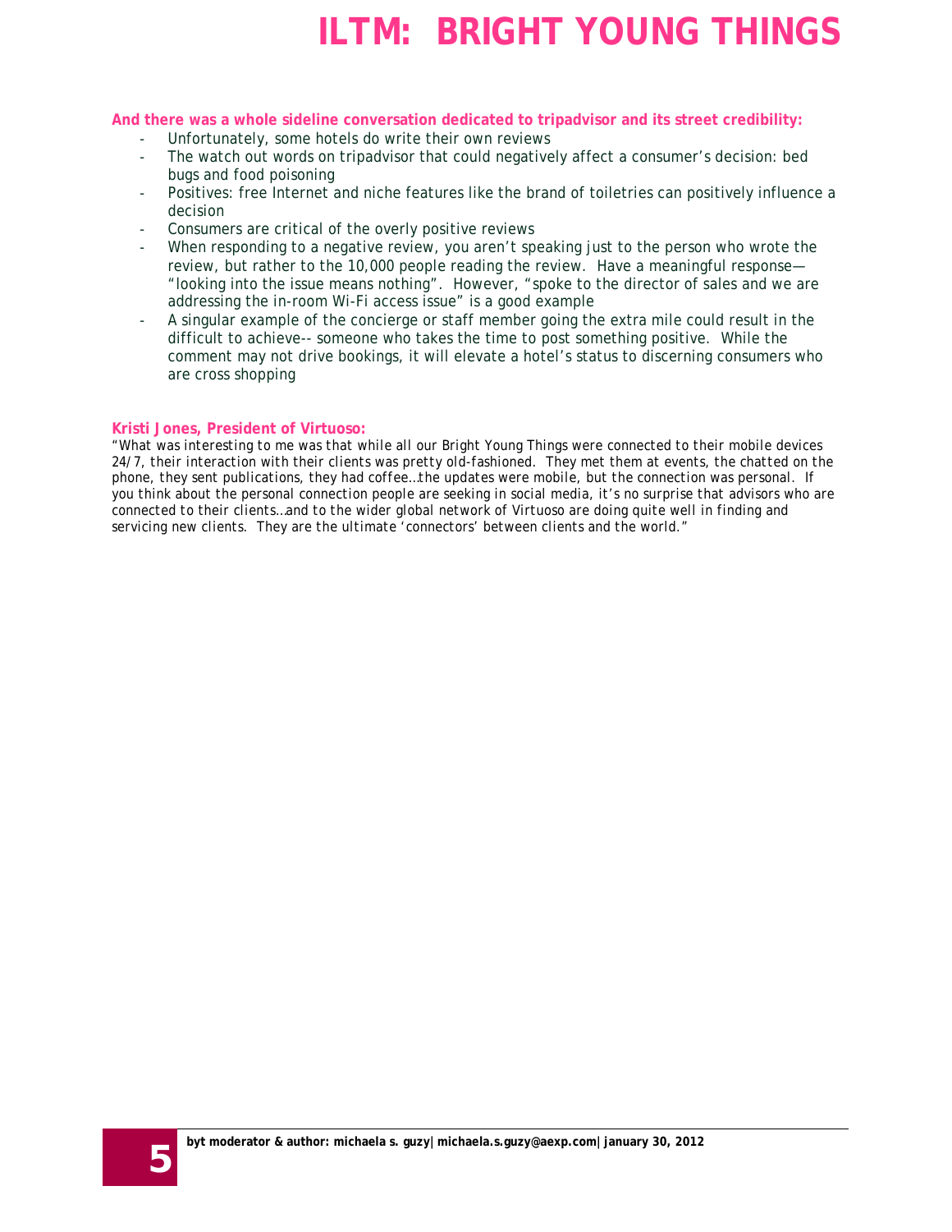**And there was a whole sideline conversation dedicated to tripadvisor and its street credibility:**

- Unfortunately, some hotels do write their own reviews
- The watch out words on tripadvisor that could negatively affect a consumer's decision: bed bugs and food poisoning
- Positives: free Internet and niche features like the brand of toiletries can positively influence a decision
- Consumers are critical of the overly positive reviews
- When responding to a negative review, you aren't speaking just to the person who wrote the review, but rather to the 10,000 people reading the review. Have a meaningful response—"looking into the issue means nothing". However, "spoke to the director of sales and we are addressing the in-room Wi-Fi access issue" is a good example
- A singular example of the concierge or staff member going the extra mile could result in the difficult to achieve-- someone who takes the time to post something positive. While the comment may not drive bookings, it will elevate a hotel's status to discerning consumers who are cross shopping

**Kristi Jones, President of Virtuoso:**

*"What was interesting to me was that while all our Bright Young Things were connected to their mobile devices 24/7, their interaction with their clients was pretty old-fashioned. They met them at events, the chatted on the phone, they sent publications, they had coffee…the updates were mobile, but the connection was personal. If you think about the personal connection people are seeking in social media, it's no surprise that advisors who are connected to their clients…and to the wider global network of Virtuoso are doing quite well in finding and servicing new clients. They are the ultimate 'connectors' between clients and the world."*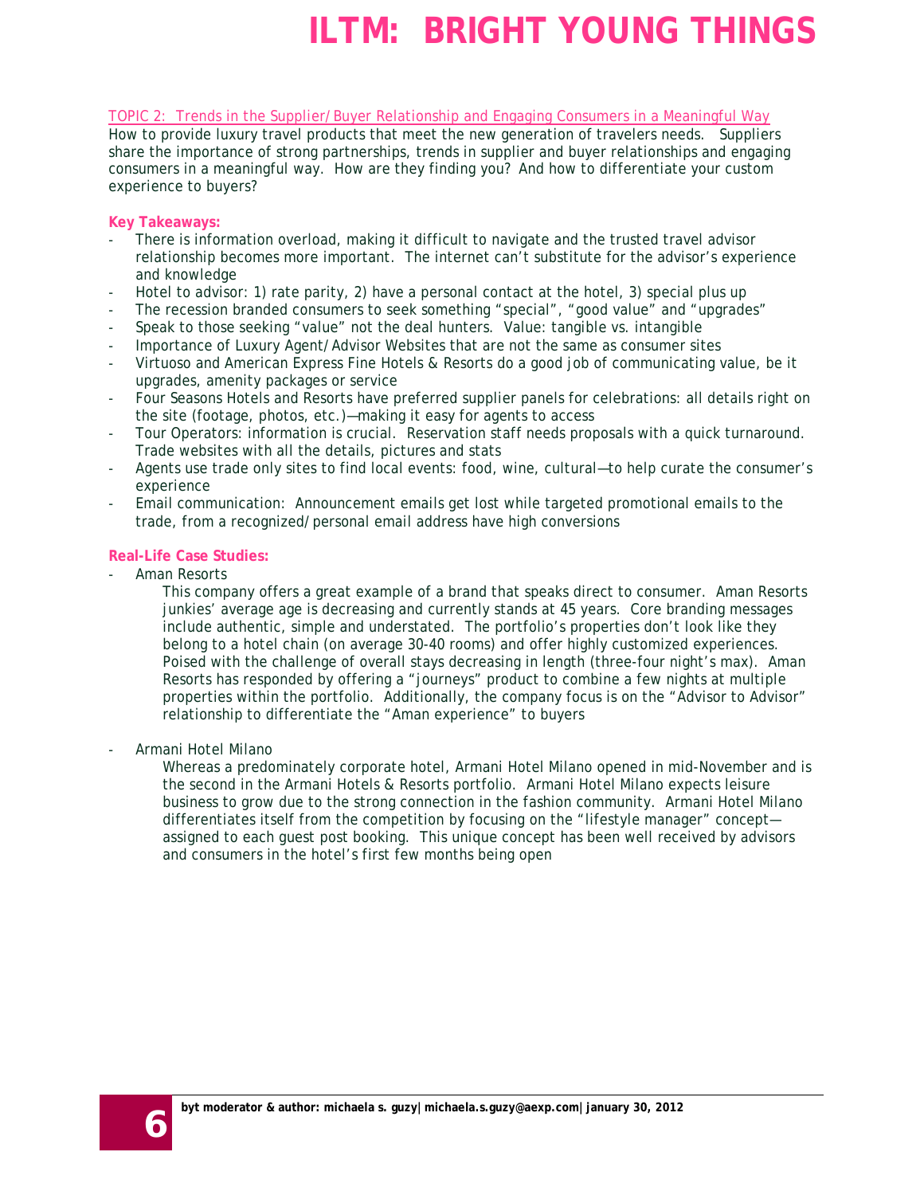TOPIC 2: Trends in the Supplier/Buyer Relationship and Engaging Consumers in a Meaningful Way

How to provide luxury travel products that meet the new generation of travelers needs. Suppliers share the importance of strong partnerships, trends in supplier and buyer relationships and engaging consumers in a meaningful way. How are they finding you? And how to differentiate your custom experience to buyers?

**Key Takeaways:**

- There is information overload, making it difficult to navigate and the trusted travel advisor relationship becomes more important. The internet can't substitute for the advisor's experience and knowledge
- Hotel to advisor: 1) rate parity, 2) have a personal contact at the hotel, 3) special plus up
- The recession branded consumers to seek something "special", "good value" and "upgrades"
- Speak to those seeking "value" not the deal hunters. Value: tangible vs. intangible
- Importance of Luxury Agent/Advisor Websites that are not the same as consumer sites
- Virtuoso and American Express Fine Hotels & Resorts do a good job of communicating value, be it upgrades, amenity packages or service
- Four Seasons Hotels and Resorts have preferred supplier panels for celebrations: all details right on the site (footage, photos, etc.)—making it easy for agents to access
- Tour Operators: information is crucial. Reservation staff needs proposals with a quick turnaround. Trade websites with all the details, pictures and stats
- Agents use trade only sites to find local events: food, wine, cultural—to help curate the consumer's experience
- Email communication: Announcement emails get lost while targeted promotional emails to the trade, from a recognized/personal email address have high conversions

**Real-Life Case Studies:**

- Aman Resorts

  This company offers a great example of a brand that speaks direct to consumer. Aman Resorts junkies' average age is decreasing and currently stands at 45 years. Core branding messages include authentic, simple and understated. The portfolio's properties don't look like they belong to a hotel chain (on average 30-40 rooms) and offer highly customized experiences. Poised with the challenge of overall stays decreasing in length (three-four night's max). Aman Resorts has responded by offering a "journeys" product to combine a few nights at multiple properties within the portfolio. Additionally, the company focus is on the "Advisor to Advisor" relationship to differentiate the "Aman experience" to buyers

- Armani Hotel Milano

  Whereas a predominately corporate hotel, Armani Hotel Milano opened in mid-November and is the second in the Armani Hotels & Resorts portfolio. Armani Hotel Milano expects leisure business to grow due to the strong connection in the fashion community. Armani Hotel Milano differentiates itself from the competition by focusing on the "lifestyle manager" concept—assigned to each guest post booking. This unique concept has been well received by advisors and consumers in the hotel's first few months being open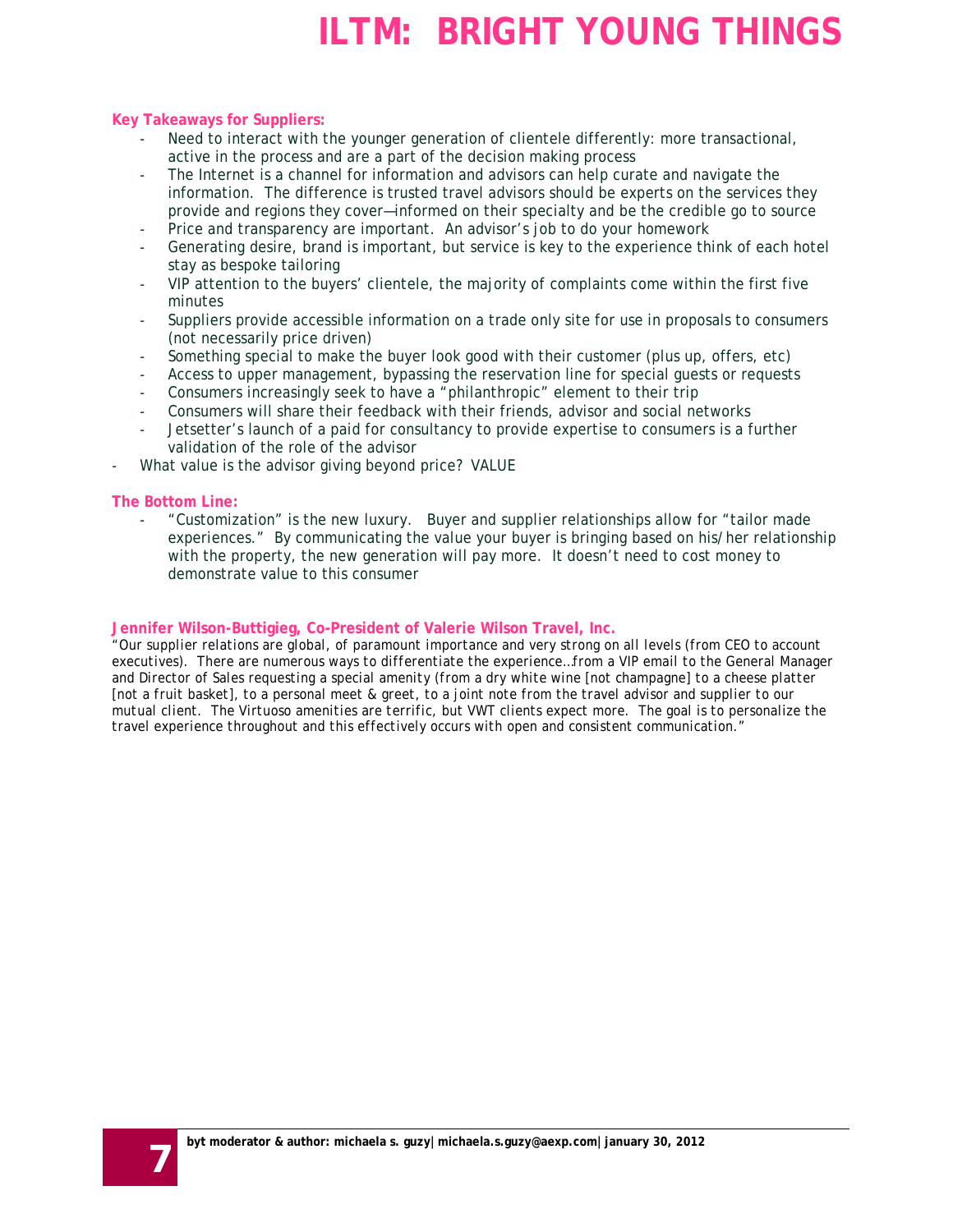**Key Takeaways for Suppliers:**

- Need to interact with the younger generation of clientele differently: more transactional, active in the process and are a part of the decision making process
- The Internet is a channel for information and advisors can help curate and navigate the information. The difference is trusted travel advisors should be experts on the services they provide and regions they cover—informed on their specialty and be the credible go to source
- Price and transparency are important. An advisor's job to do your homework
- Generating desire, brand is important, but service is key to the experience think of each hotel stay as bespoke tailoring
- VIP attention to the buyers' clientele, the majority of complaints come within the first five minutes
- Suppliers provide accessible information on a trade only site for use in proposals to consumers (not necessarily price driven)
- Something special to make the buyer look good with their customer (plus up, offers, etc)
- Access to upper management, bypassing the reservation line for special guests or requests
- Consumers increasingly seek to have a "philanthropic" element to their trip
- Consumers will share their feedback with their friends, advisor and social networks
- Jetsetter's launch of a paid for consultancy to provide expertise to consumers is a further validation of the role of the advisor
- What value is the advisor giving beyond price? VALUE

**The Bottom Line:**

- "Customization" is the new luxury. Buyer and supplier relationships allow for "tailor made experiences." By communicating the value your buyer is bringing based on his/her relationship with the property, the new generation will pay more. It doesn't need to cost money to demonstrate value to this consumer

**Jennifer Wilson-Buttigieg, Co-President of Valerie Wilson Travel, Inc.**

"Our supplier relations are global, of paramount importance and very strong on all levels (from CEO to account executives). There are numerous ways to differentiate the experience…from a VIP email to the General Manager and Director of Sales requesting a special amenity (from a dry white wine [not champagne] to a cheese platter [not a fruit basket], to a personal meet & greet, to a joint note from the travel advisor and supplier to our mutual client. The Virtuoso amenities are terrific, but VWT clients expect more. The goal is to personalize the travel experience throughout and this effectively occurs with open and consistent communication."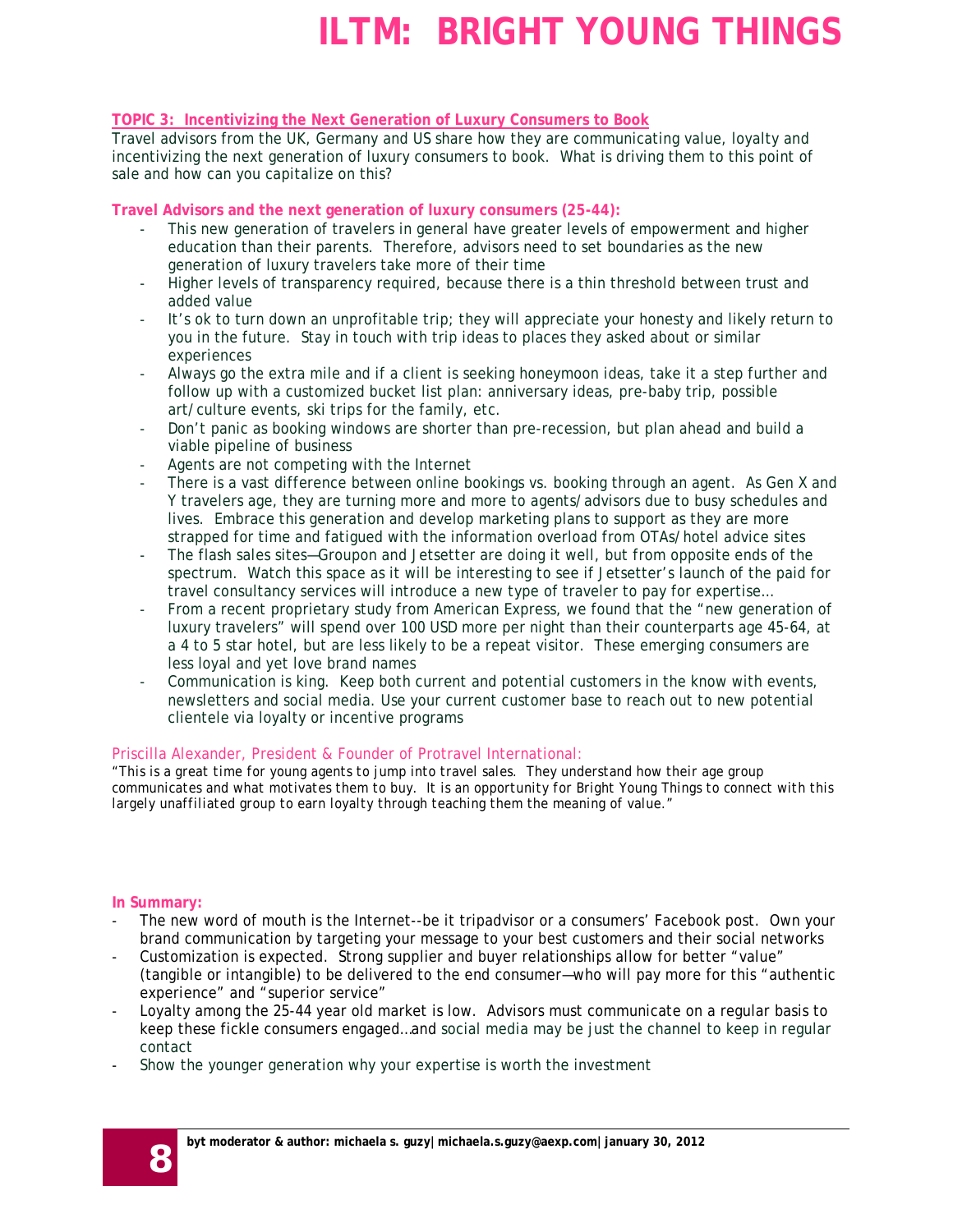**TOPIC 3: Incentivizing the Next Generation of Luxury Consumers to Book**

Travel advisors from the UK, Germany and US share how they are communicating value, loyalty and incentivizing the next generation of luxury consumers to book. What is driving them to this point of sale and how can you capitalize on this?

**Travel Advisors and the next generation of luxury consumers (25-44):**

- This new generation of travelers in general have greater levels of empowerment and higher education than their parents. Therefore, advisors need to set boundaries as the new generation of luxury travelers take more of their time
- Higher levels of transparency required, because there is a thin threshold between trust and added value
- It's ok to turn down an unprofitable trip; they will appreciate your honesty and likely return to you in the future. Stay in touch with trip ideas to places they asked about or similar experiences
- Always go the extra mile and if a client is seeking honeymoon ideas, take it a step further and follow up with a customized bucket list plan: anniversary ideas, pre-baby trip, possible art/culture events, ski trips for the family, etc.
- Don't panic as booking windows are shorter than pre-recession, but plan ahead and build a viable pipeline of business
- Agents are not competing with the Internet
- There is a vast difference between online bookings vs. booking through an agent. As Gen X and Y travelers age, they are turning more and more to agents/advisors due to busy schedules and lives. Embrace this generation and develop marketing plans to support as they are more strapped for time and fatigued with the information overload from OTAs/hotel advice sites
- The flash sales sites—Groupon and Jetsetter are doing it well, but from opposite ends of the spectrum. Watch this space as it will be interesting to see if Jetsetter's launch of the paid for travel consultancy services will introduce a new type of traveler to pay for expertise…
- From a recent proprietary study from American Express, we found that the "new generation of luxury travelers" will spend over 100 USD more per night than their counterparts age 45-64, at a 4 to 5 star hotel, but are less likely to be a repeat visitor. These emerging consumers are less loyal and yet love brand names
- Communication is king. Keep both current and potential customers in the know with events, newsletters and social media. Use your current customer base to reach out to new potential clientele via loyalty or incentive programs

Priscilla Alexander, President & Founder of Protravel International:

*"This is a great time for young agents to jump into travel sales. They understand how their age group communicates and what motivates them to buy. It is an opportunity for Bright Young Things to connect with this largely unaffiliated group to earn loyalty through teaching them the meaning of value."*

**In Summary:**

- The new word of mouth is the Internet--be it tripadvisor or a consumers' Facebook post. Own your brand communication by targeting your message to your best customers and their social networks
- Customization is expected. Strong supplier and buyer relationships allow for better "value" (tangible or intangible) to be delivered to the end consumer—who will pay more for this "authentic experience" and "superior service"
- Loyalty among the 25-44 year old market is low. Advisors must communicate on a regular basis to keep these fickle consumers engaged…and social media may be just the channel to keep in regular contact
- Show the younger generation why your expertise is worth the investment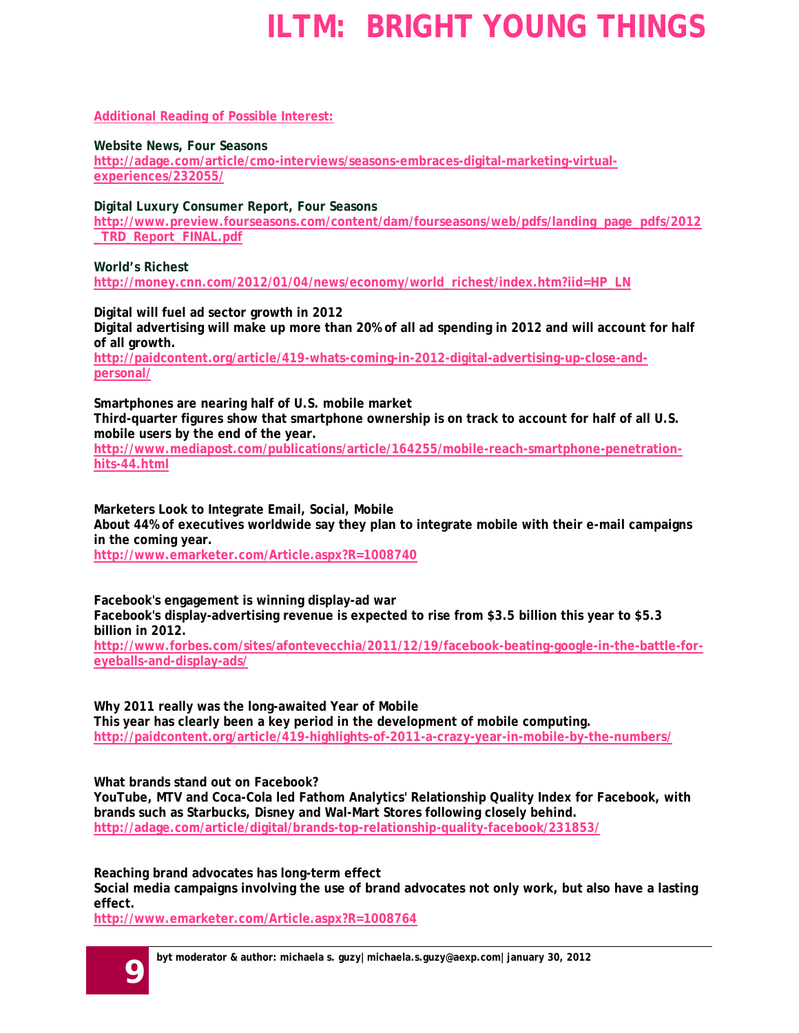**Additional Reading of Possible Interest:**

**Website News, Four Seasons**
http://adage.com/article/cmo-interviews/seasons-embraces-digital-marketing-virtual-experiences/232055/

**Digital Luxury Consumer Report, Four Seasons**
http://www.preview.fourseasons.com/content/dam/fourseasons/web/pdfs/landing_page_pdfs/2012_TRD_Report_FINAL.pdf

**World's Richest**
http://money.cnn.com/2012/01/04/news/economy/world_richest/index.htm?iid=HP_LN

**Digital will fuel ad sector growth in 2012**
**Digital advertising will make up more than 20% of all ad spending in 2012 and will account for half of all growth.**
http://paidcontent.org/article/419-whats-coming-in-2012-digital-advertising-up-close-and-personal/

**Smartphones are nearing half of U.S. mobile market**
**Third-quarter figures show that smartphone ownership is on track to account for half of all U.S. mobile users by the end of the year.**
http://www.mediapost.com/publications/article/164255/mobile-reach-smartphone-penetration-hits-44.html

**Marketers Look to Integrate Email, Social, Mobile**
**About 44% of executives worldwide say they plan to integrate mobile with their e-mail campaigns in the coming year.**
http://www.emarketer.com/Article.aspx?R=1008740

**Facebook's engagement is winning display-ad war**
**Facebook's display-advertising revenue is expected to rise from $3.5 billion this year to $5.3 billion in 2012.**
http://www.forbes.com/sites/afontevecchia/2011/12/19/facebook-beating-google-in-the-battle-for-eyeballs-and-display-ads/

**Why 2011 really was the long-awaited Year of Mobile**
**This year has clearly been a key period in the development of mobile computing.**
http://paidcontent.org/article/419-highlights-of-2011-a-crazy-year-in-mobile-by-the-numbers/

**What brands stand out on Facebook?**
**YouTube, MTV and Coca-Cola led Fathom Analytics' Relationship Quality Index for Facebook, with brands such as Starbucks, Disney and Wal-Mart Stores following closely behind.**
http://adage.com/article/digital/brands-top-relationship-quality-facebook/231853/

**Reaching brand advocates has long-term effect**
**Social media campaigns involving the use of brand advocates not only work, but also have a lasting effect.**
http://www.emarketer.com/Article.aspx?R=1008764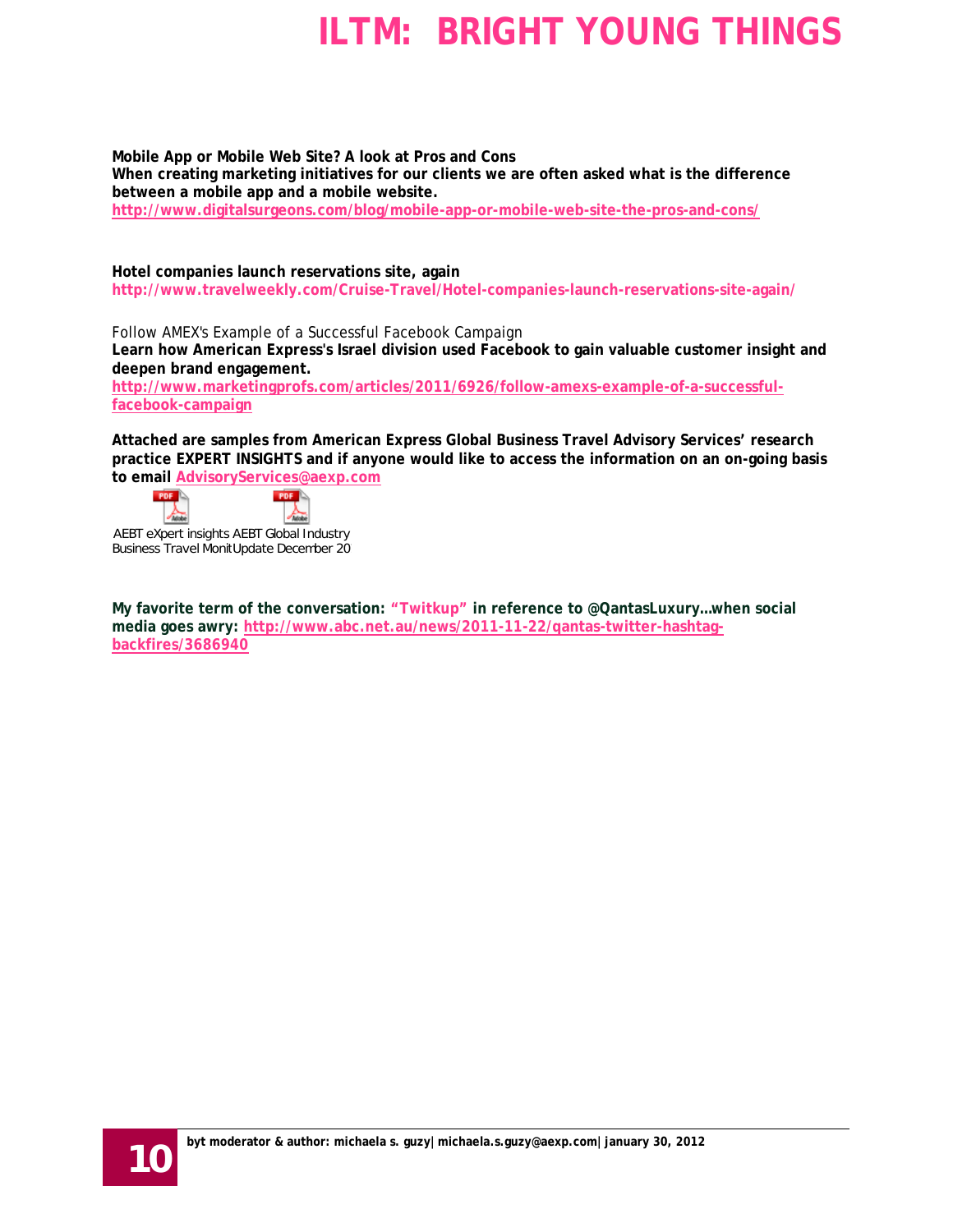**Mobile App or Mobile Web Site? A look at Pros and Cons**
**When creating marketing initiatives for our clients we are often asked what is the difference between a mobile app and a mobile website.**
http://www.digitalsurgeons.com/blog/mobile-app-or-mobile-web-site-the-pros-and-cons/

**Hotel companies launch reservations site, again**
http://www.travelweekly.com/Cruise-Travel/Hotel-companies-launch-reservations-site-again/

Follow AMEX's Example of a Successful Facebook Campaign
**Learn how American Express's Israel division used Facebook to gain valuable customer insight and deepen brand engagement.**
http://www.marketingprofs.com/articles/2011/6926/follow-amexs-example-of-a-successful-facebook-campaign

**Attached are samples from American Express Global Business Travel Advisory Services' research practice EXPERT INSIGHTS and if anyone would like to access the information on an on-going basis to email AdvisoryServices@aexp.com**

AEBT eXpert insights Business Travel Monit

AEBT Global Industry Update December 20

**My favorite term of the conversation: "Twitkup" in reference to @QantasLuxury…when social media goes awry: http://www.abc.net.au/news/2011-11-22/qantas-twitter-hashtag-backfires/3686940**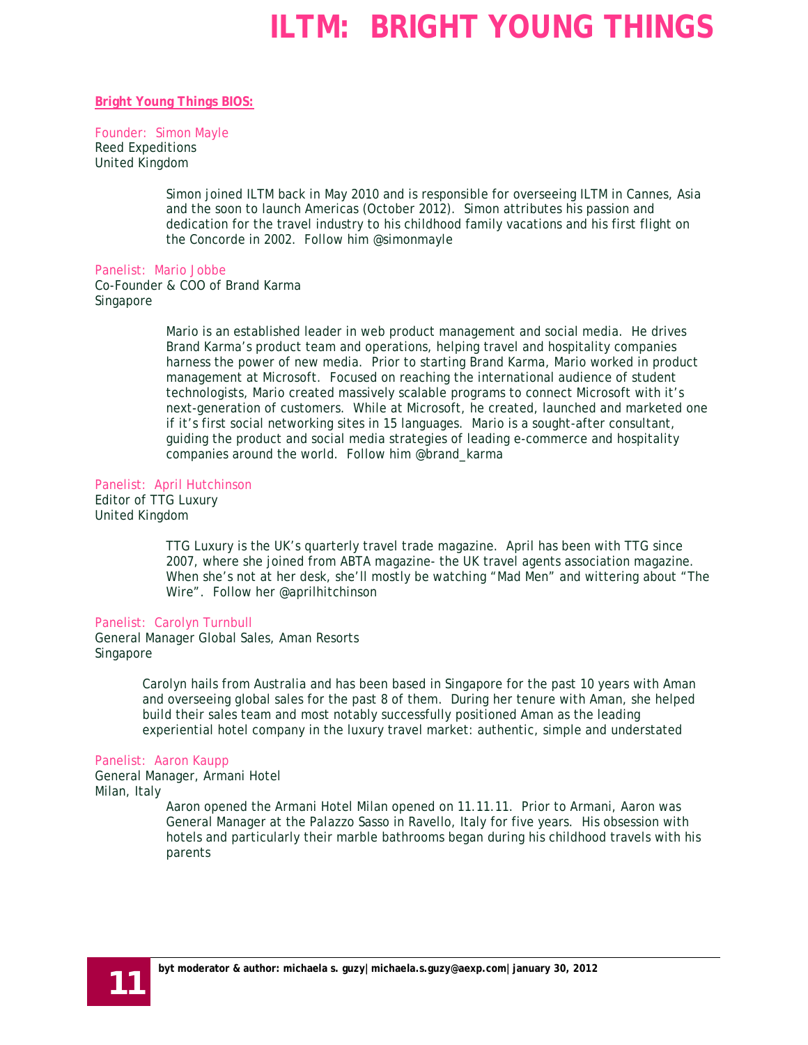# ILTM: BRIGHT YOUNG THINGS

**Bright Young Things BIOS:**

Founder: Simon Mayle
Reed Expeditions
United Kingdom

> Simon joined ILTM back in May 2010 and is responsible for overseeing ILTM in Cannes, Asia and the soon to launch Americas (October 2012). Simon attributes his passion and dedication for the travel industry to his childhood family vacations and his first flight on the Concorde in 2002. Follow him @simonmayle

Panelist: Mario Jobbe
Co-Founder & COO of Brand Karma
Singapore

> Mario is an established leader in web product management and social media. He drives Brand Karma's product team and operations, helping travel and hospitality companies harness the power of new media. Prior to starting Brand Karma, Mario worked in product management at Microsoft. Focused on reaching the international audience of student technologists, Mario created massively scalable programs to connect Microsoft with it's next-generation of customers. While at Microsoft, he created, launched and marketed one if it's first social networking sites in 15 languages. Mario is a sought-after consultant, guiding the product and social media strategies of leading e-commerce and hospitality companies around the world. Follow him @brand_karma

Panelist: April Hutchinson
Editor of TTG Luxury
United Kingdom

> TTG Luxury is the UK's quarterly travel trade magazine. April has been with TTG since 2007, where she joined from ABTA magazine- the UK travel agents association magazine. When she's not at her desk, she'll mostly be watching "Mad Men" and wittering about "The Wire". Follow her @aprilhitchinson

Panelist: Carolyn Turnbull
General Manager Global Sales, Aman Resorts
Singapore

> Carolyn hails from Australia and has been based in Singapore for the past 10 years with Aman and overseeing global sales for the past 8 of them. During her tenure with Aman, she helped build their sales team and most notably successfully positioned Aman as the leading experiential hotel company in the luxury travel market: authentic, simple and understated

Panelist: Aaron Kaupp
General Manager, Armani Hotel
Milan, Italy

> Aaron opened the Armani Hotel Milan opened on 11.11.11. Prior to Armani, Aaron was General Manager at the Palazzo Sasso in Ravello, Italy for five years. His obsession with hotels and particularly their marble bathrooms began during his childhood travels with his parents

**byt moderator & author: michaela s. guzy| michaela.s.guzy@aexp.com| january 30, 2012**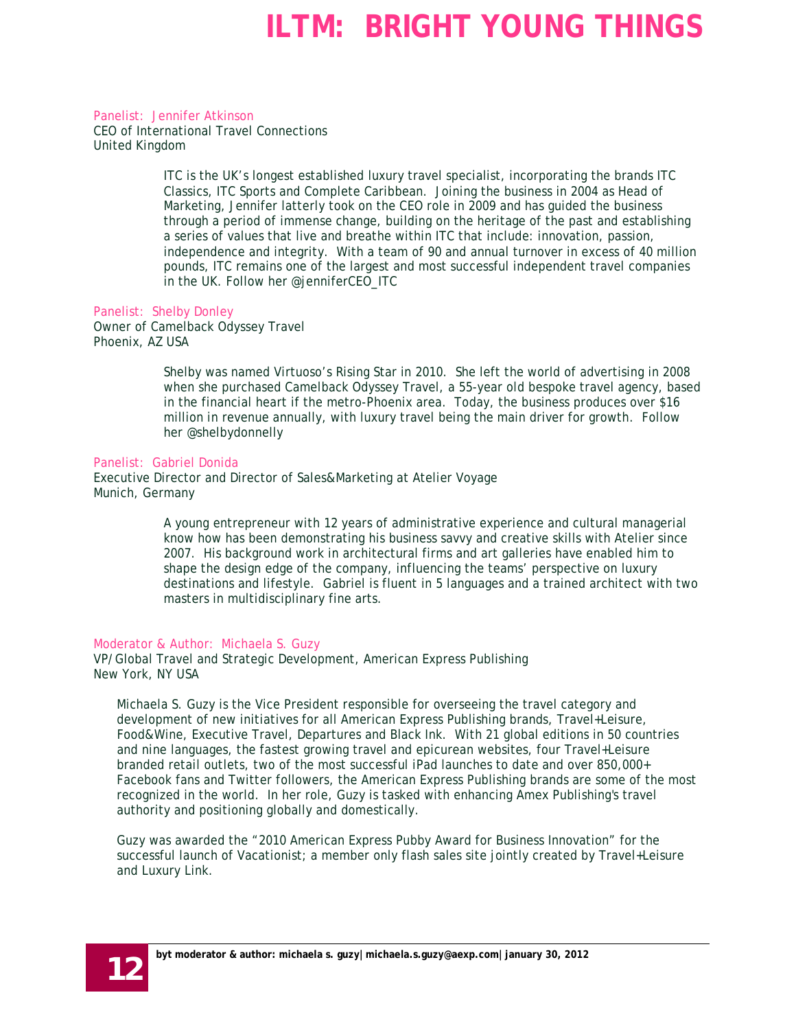# ILTM: BRIGHT YOUNG THINGS

Panelist: Jennifer Atkinson
CEO of International Travel Connections
United Kingdom

> ITC is the UK's longest established luxury travel specialist, incorporating the brands ITC Classics, ITC Sports and Complete Caribbean. Joining the business in 2004 as Head of Marketing, Jennifer latterly took on the CEO role in 2009 and has guided the business through a period of immense change, building on the heritage of the past and establishing a series of values that live and breathe within ITC that include: innovation, passion, independence and integrity. With a team of 90 and annual turnover in excess of 40 million pounds, ITC remains one of the largest and most successful independent travel companies in the UK. Follow her @jenniferCEO_ITC

Panelist: Shelby Donley
Owner of Camelback Odyssey Travel
Phoenix, AZ USA

> Shelby was named Virtuoso's Rising Star in 2010. She left the world of advertising in 2008 when she purchased Camelback Odyssey Travel, a 55-year old bespoke travel agency, based in the financial heart if the metro-Phoenix area. Today, the business produces over $16 million in revenue annually, with luxury travel being the main driver for growth. Follow her @shelbydonnelly

Panelist: Gabriel Donida
Executive Director and Director of Sales&Marketing at Atelier Voyage
Munich, Germany

> A young entrepreneur with 12 years of administrative experience and cultural managerial know how has been demonstrating his business savvy and creative skills with Atelier since 2007. His background work in architectural firms and art galleries have enabled him to shape the design edge of the company, influencing the teams' perspective on luxury destinations and lifestyle. Gabriel is fluent in 5 languages and a trained architect with two masters in multidisciplinary fine arts.

Moderator & Author: Michaela S. Guzy
VP/Global Travel and Strategic Development, American Express Publishing
New York, NY USA

Michaela S. Guzy is the Vice President responsible for overseeing the travel category and development of new initiatives for all American Express Publishing brands, Travel+Leisure, Food&Wine, Executive Travel, Departures and Black Ink. With 21 global editions in 50 countries and nine languages, the fastest growing travel and epicurean websites, four Travel+Leisure branded retail outlets, two of the most successful iPad launches to date and over 850,000+ Facebook fans and Twitter followers, the American Express Publishing brands are some of the most recognized in the world. In her role, Guzy is tasked with enhancing Amex Publishing's travel authority and positioning globally and domestically.

Guzy was awarded the "2010 American Express Pubby Award for Business Innovation" for the successful launch of Vacationist; a member only flash sales site jointly created by Travel+Leisure and Luxury Link.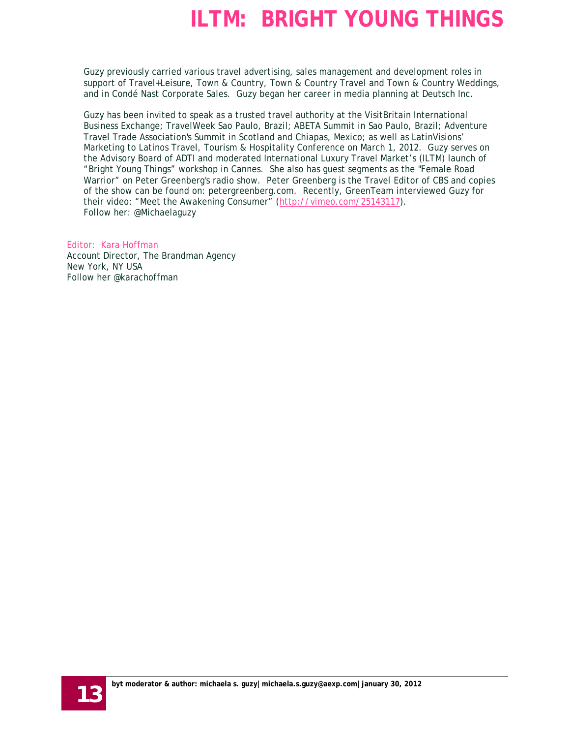Guzy previously carried various travel advertising, sales management and development roles in support of Travel+Leisure, Town & Country, Town & Country Travel and Town & Country Weddings, and in Condé Nast Corporate Sales. Guzy began her career in media planning at Deutsch Inc.

Guzy has been invited to speak as a trusted travel authority at the VisitBritain International Business Exchange; TravelWeek Sao Paulo, Brazil; ABETA Summit in Sao Paulo, Brazil; Adventure Travel Trade Association's Summit in Scotland and Chiapas, Mexico; as well as LatinVisions' Marketing to Latinos Travel, Tourism & Hospitality Conference on March 1, 2012. Guzy serves on the Advisory Board of ADTI and moderated International Luxury Travel Market's (ILTM) launch of "Bright Young Things" workshop in Cannes. She also has guest segments as the "Female Road Warrior" on Peter Greenberg's radio show. Peter Greenberg is the Travel Editor of CBS and copies of the show can be found on: petergreenberg.com. Recently, GreenTeam interviewed Guzy for their video: "Meet the Awakening Consumer" (http://vimeo.com/25143117).
Follow her: @Michaelaguzy

Editor: Kara Hoffman
Account Director, The Brandman Agency
New York, NY USA
Follow her @karachoffman